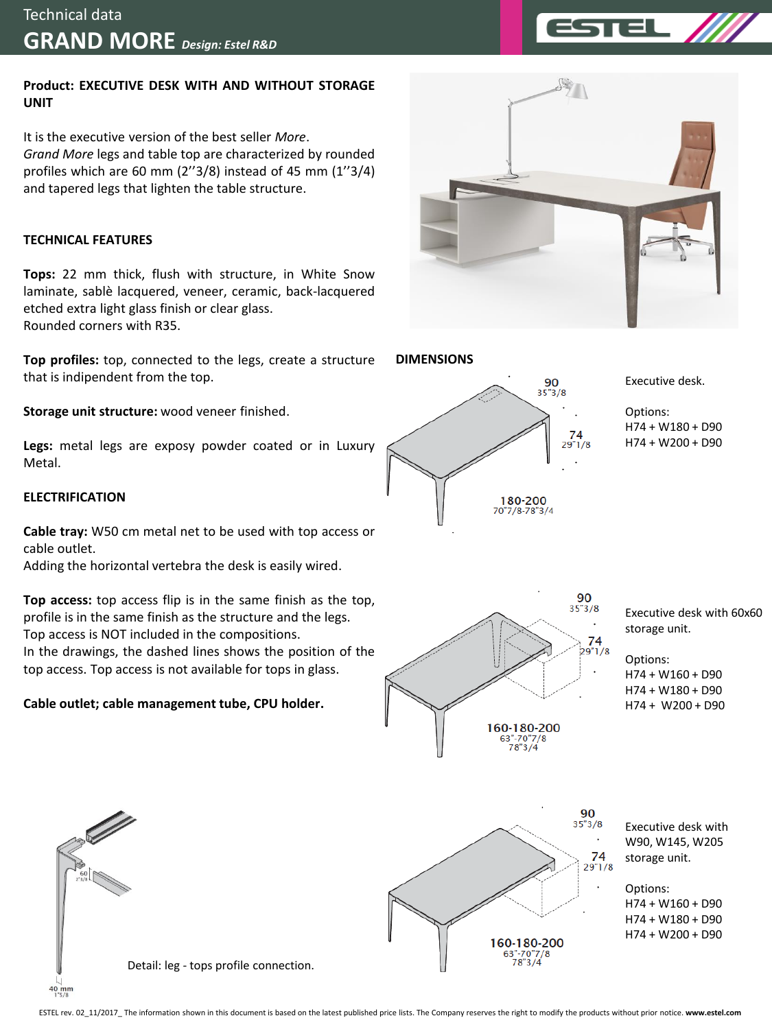# Technical data

# GRAND MORE *Design: Estel R&D*

**Product: EXECUTIVE DESK WITH AND WITHOUT STORAGE UNIT**

It is the executive version of the best seller *More*.
*Grand More* legs and table top are characterized by rounded profiles which are 60 mm (2''3/8) instead of 45 mm (1''3/4) and tapered legs that lighten the table structure.

## TECHNICAL FEATURES

**Tops:** 22 mm thick, flush with structure, in White Snow laminate, sablè lacquered, veneer, ceramic, back-lacquered etched extra light glass finish or clear glass.
Rounded corners with R35.

**Top profiles:** top, connected to the legs, create a structure that is indipendent from the top.

**Storage unit structure:** wood veneer finished.

**Legs:** metal legs are exposy powder coated or in Luxury Metal.

## ELECTRIFICATION

**Cable tray:** W50 cm metal net to be used with top access or cable outlet.
Adding the horizontal vertebra the desk is easily wired.

**Top access:** top access flip is in the same finish as the top, profile is in the same finish as the structure and the legs.
Top access is NOT included in the compositions.
In the drawings, the dashed lines shows the position of the top access. Top access is not available for tops in glass.

**Cable outlet; cable management tube, CPU holder.**

## DIMENSIONS

90
35"3/8
74
29"1/8
180-200
70"7/8-78"3/4

Executive desk.

Options:
H74 + W180 + D90
H74 + W200 + D90

90
35"3/8
74
29"1/8
160-180-200
63"-70"7/8
78"3/4

Executive desk with 60x60 storage unit.

Options:
H74 + W160 + D90
H74 + W180 + D90
H74 + W200 + D90

90
35"3/8
74
29"1/8
160-180-200
63"-70"7/8
78"3/4

Executive desk with W90, W145, W205 storage unit.

Options:
H74 + W160 + D90
H74 + W180 + D90
H74 + W200 + D90

60
2"3/8
40 mm
1"5/8

Detail: leg - tops profile connection.

ESTEL rev. 02_11/2017_ The information shown in this document is based on the latest published price lists. The Company reserves the right to modify the products without prior notice. **www.estel.com**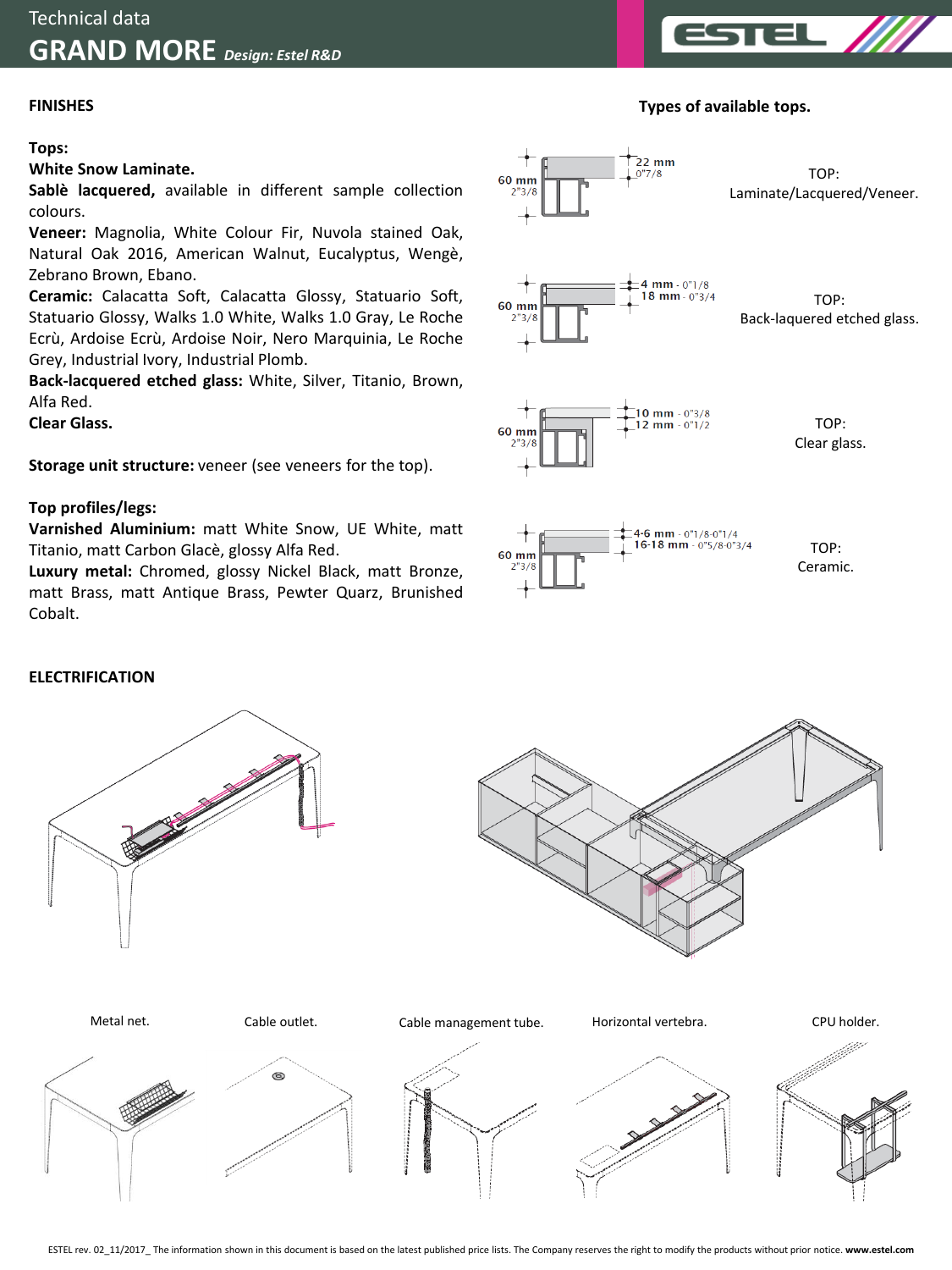Technical data

# GRAND MORE *Design: Estel R&D*

## FINISHES

**Tops:**
**White Snow Laminate.**
**Sablè lacquered,** available in different sample collection colours.
**Veneer:** Magnolia, White Colour Fir, Nuvola stained Oak, Natural Oak 2016, American Walnut, Eucalyptus, Wengè, Zebrano Brown, Ebano.
**Ceramic:** Calacatta Soft, Calacatta Glossy, Statuario Soft, Statuario Glossy, Walks 1.0 White, Walks 1.0 Gray, Le Roche Ecrù, Ardoise Ecrù, Ardoise Noir, Nero Marquinia, Le Roche Grey, Industrial Ivory, Industrial Plomb.
**Back-lacquered etched glass:** White, Silver, Titanio, Brown, Alfa Red.
**Clear Glass.**

**Storage unit structure:** veneer (see veneers for the top).

**Top profiles/legs:**
**Varnished Aluminium:** matt White Snow, UE White, matt Titanio, matt Carbon Glacè, glossy Alfa Red.
**Luxury metal:** Chromed, glossy Nickel Black, matt Bronze, matt Brass, matt Antique Brass, Pewter Quarz, Brunished Cobalt.

**Types of available tops.**

60 mm 2"3/8 — 22 mm 0"7/8
TOP: Laminate/Lacquered/Veneer.

60 mm 2"3/8 — 4 mm - 0"1/8, 18 mm - 0"3/4
TOP: Back-laquered etched glass.

60 mm 2"3/8 — 10 mm - 0"3/8, 12 mm - 0"1/2
TOP: Clear glass.

60 mm 2"3/8 — 4-6 mm - 0"1/8-0"1/4, 16-18 mm - 0"5/8-0"3/4
TOP: Ceramic.

## ELECTRIFICATION

Metal net.

Cable outlet.

Cable management tube.

Horizontal vertebra.

CPU holder.

ESTEL rev. 02_11/2017_ The information shown in this document is based on the latest published price lists. The Company reserves the right to modify the products without prior notice. **www.estel.com**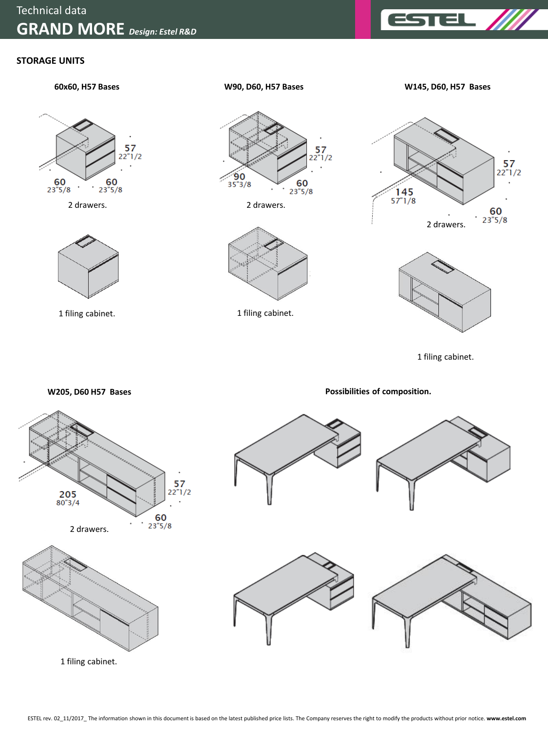Technical data

# GRAND MORE *Design: Estel R&D*

## STORAGE UNITS

**60x60, H57 Bases**

57
22"1/2
60
23"5/8
60
23"5/8

2 drawers.

1 filing cabinet.

**W90, D60, H57 Bases**

57
22"1/2
90
35"3/8
60
23"5/8

2 drawers.

1 filing cabinet.

**W145, D60, H57 Bases**

57
22"1/2
145
57"1/8
60
23"5/8

2 drawers.

1 filing cabinet.

**W205, D60 H57 Bases**

57
22"1/2
205
80"3/4
60
23"5/8

2 drawers.

1 filing cabinet.

**Possibilities of composition.**

ESTEL rev. 02_11/2017_ The information shown in this document is based on the latest published price lists. The Company reserves the right to modify the products without prior notice. **www.estel.com**